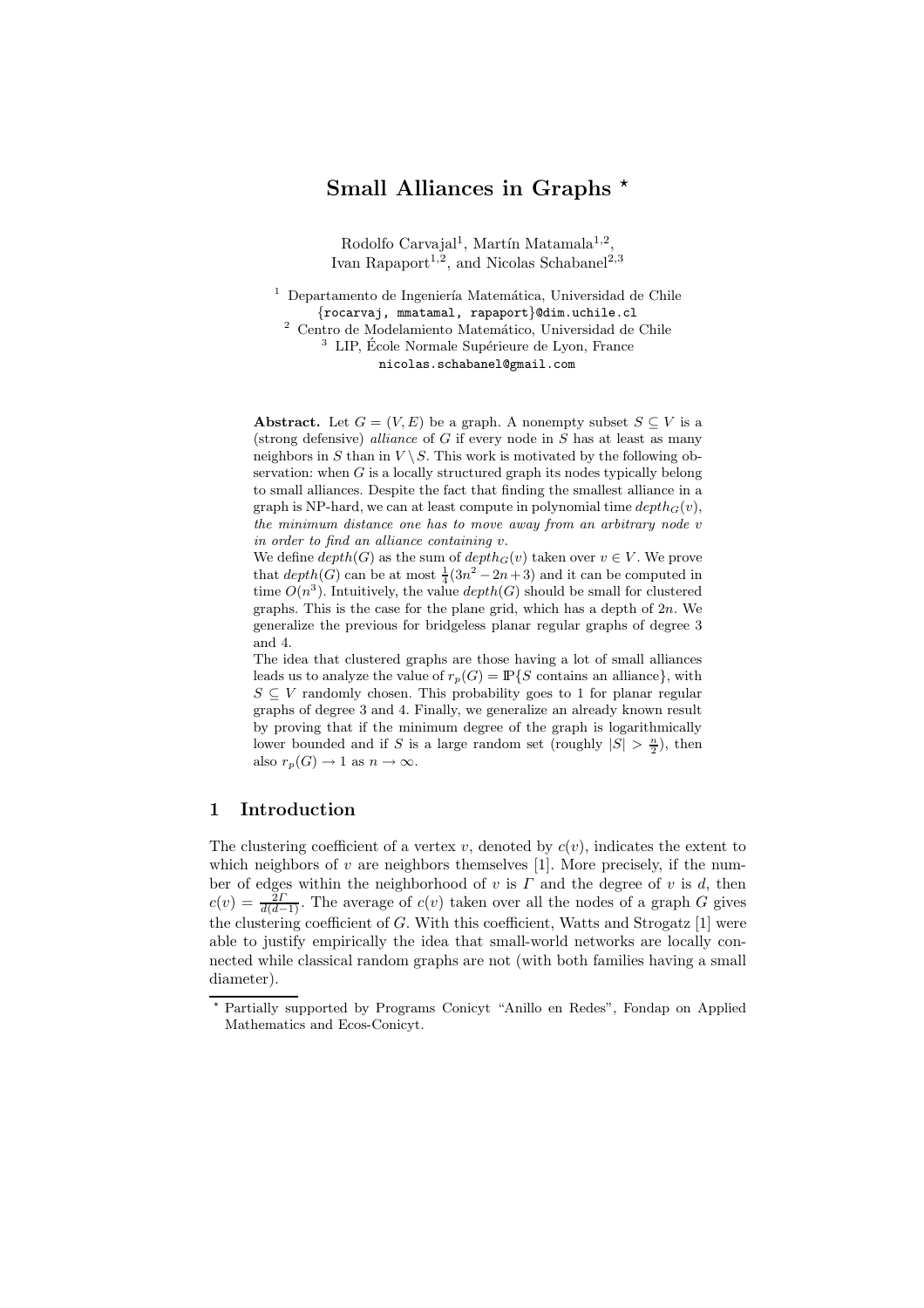# Small Alliances in Graphs *

Rodolfo Carvajal[1], Martín Matamala[1,2], Ivan Rapaport[1,2], and Nicolas Schabanel[2,3]

[1] Departamento de Ingeniería Matemática, Universidad de Chile
{rocarvaj, mmatamal, rapaport}@dim.uchile.cl
[2] Centro de Modelamiento Matemático, Universidad de Chile
[3] LIP, École Normale Supérieure de Lyon, France
nicolas.schabanel@gmail.com

**Abstract.** Let $G = (V, E)$ be a graph. A nonempty subset $S \subseteq V$ is a (strong defensive) *alliance* of $G$ if every node in $S$ has at least as many neighbors in $S$ than in $V \setminus S$. This work is motivated by the following observation: when $G$ is a locally structured graph its nodes typically belong to small alliances. Despite the fact that finding the smallest alliance in a graph is NP-hard, we can at least compute in polynomial time $depth_G(v)$, *the minimum distance one has to move away from an arbitrary node $v$ in order to find an alliance containing $v$.*

We define $depth(G)$ as the sum of $depth_G(v)$ taken over $v \in V$. We prove that $depth(G)$ can be at most $\frac{1}{4}(3n^2 - 2n + 3)$ and it can be computed in time $O(n^3)$. Intuitively, the value $depth(G)$ should be small for clustered graphs. This is the case for the plane grid, which has a depth of $2n$. We generalize the previous for bridgeless planar regular graphs of degree 3 and 4.

The idea that clustered graphs are those having a lot of small alliances leads us to analyze the value of $r_p(G) = \mathbb{P}\{S \text{ contains an alliance}\}$, with $S \subseteq V$ randomly chosen. This probability goes to 1 for planar regular graphs of degree 3 and 4. Finally, we generalize an already known result by proving that if the minimum degree of the graph is logarithmically lower bounded and if $S$ is a large random set (roughly $|S| > \frac{n}{2}$), then also $r_p(G) \to 1$ as $n \to \infty$.

## 1 Introduction

The clustering coefficient of a vertex $v$, denoted by $c(v)$, indicates the extent to which neighbors of $v$ are neighbors themselves [1]. More precisely, if the number of edges within the neighborhood of $v$ is $\Gamma$ and the degree of $v$ is $d$, then $c(v) = \frac{2\Gamma}{d(d-1)}$. The average of $c(v)$ taken over all the nodes of a graph $G$ gives the clustering coefficient of $G$. With this coefficient, Watts and Strogatz [1] were able to justify empirically the idea that small-world networks are locally connected while classical random graphs are not (with both families having a small diameter).

* Partially supported by Programs Conicyt "Anillo en Redes", Fondap on Applied Mathematics and Ecos-Conicyt.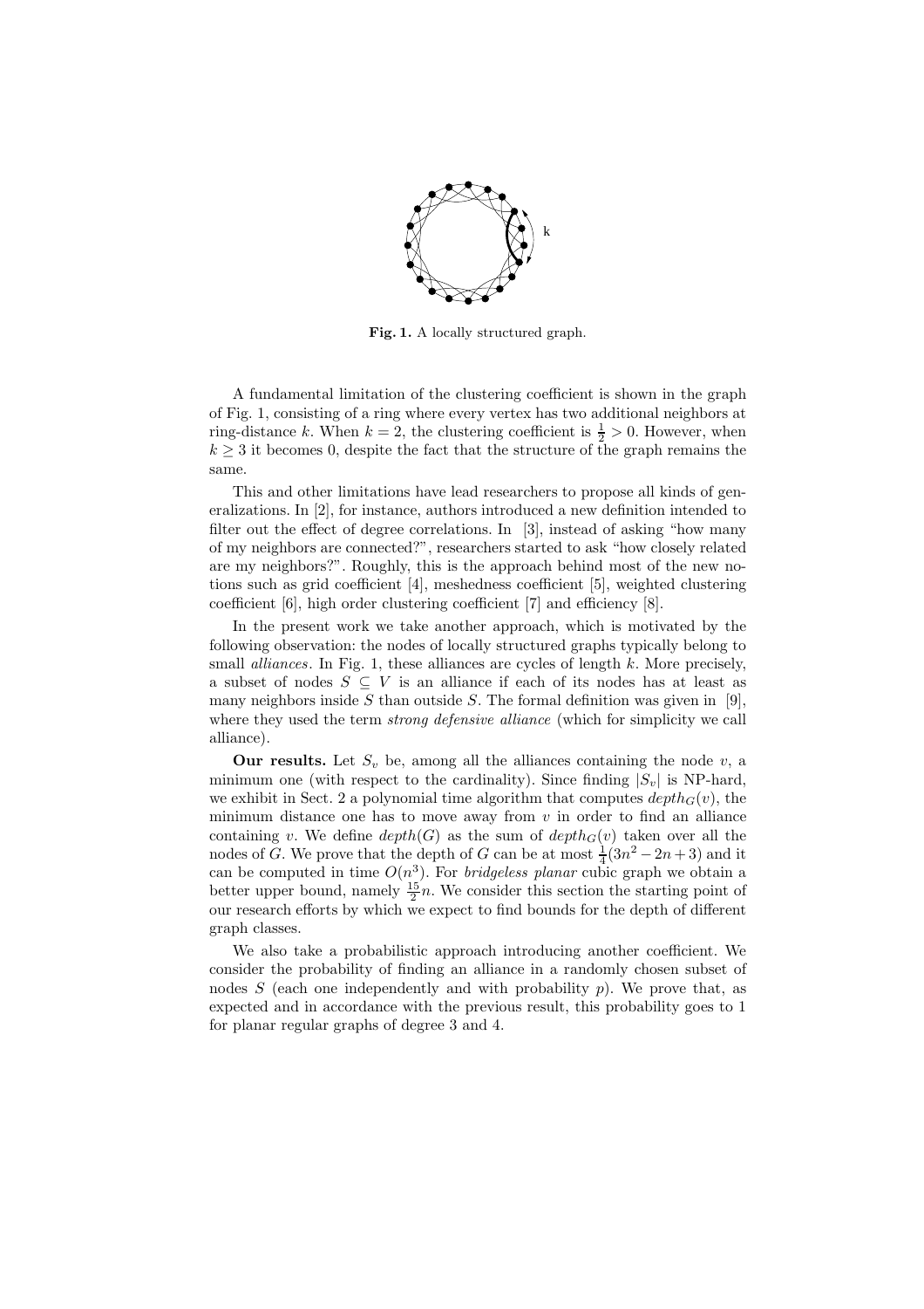Fig. 1. A locally structured graph.

A fundamental limitation of the clustering coefficient is shown in the graph of Fig. 1, consisting of a ring where every vertex has two additional neighbors at ring-distance $k$. When $k = 2$, the clustering coefficient is $\frac{1}{2} > 0$. However, when $k \geq 3$ it becomes 0, despite the fact that the structure of the graph remains the same.

This and other limitations have lead researchers to propose all kinds of generalizations. In [2], for instance, authors introduced a new definition intended to filter out the effect of degree correlations. In [3], instead of asking "how many of my neighbors are connected?", researchers started to ask "how closely related are my neighbors?". Roughly, this is the approach behind most of the new notions such as grid coefficient [4], meshedness coefficient [5], weighted clustering coefficient [6], high order clustering coefficient [7] and efficiency [8].

In the present work we take another approach, which is motivated by the following observation: the nodes of locally structured graphs typically belong to small *alliances*. In Fig. 1, these alliances are cycles of length $k$. More precisely, a subset of nodes $S \subseteq V$ is an alliance if each of its nodes has at least as many neighbors inside $S$ than outside $S$. The formal definition was given in [9], where they used the term *strong defensive alliance* (which for simplicity we call alliance).

**Our results.** Let $S_v$ be, among all the alliances containing the node $v$, a minimum one (with respect to the cardinality). Since finding $|S_v|$ is NP-hard, we exhibit in Sect. 2 a polynomial time algorithm that computes $depth_G(v)$, the minimum distance one has to move away from $v$ in order to find an alliance containing $v$. We define $depth(G)$ as the sum of $depth_G(v)$ taken over all the nodes of $G$. We prove that the depth of $G$ can be at most $\frac{1}{4}(3n^2 - 2n + 3)$ and it can be computed in time $O(n^3)$. For *bridgeless planar* cubic graph we obtain a better upper bound, namely $\frac{15}{2}n$. We consider this section the starting point of our research efforts by which we expect to find bounds for the depth of different graph classes.

We also take a probabilistic approach introducing another coefficient. We consider the probability of finding an alliance in a randomly chosen subset of nodes $S$ (each one independently and with probability $p$). We prove that, as expected and in accordance with the previous result, this probability goes to 1 for planar regular graphs of degree 3 and 4.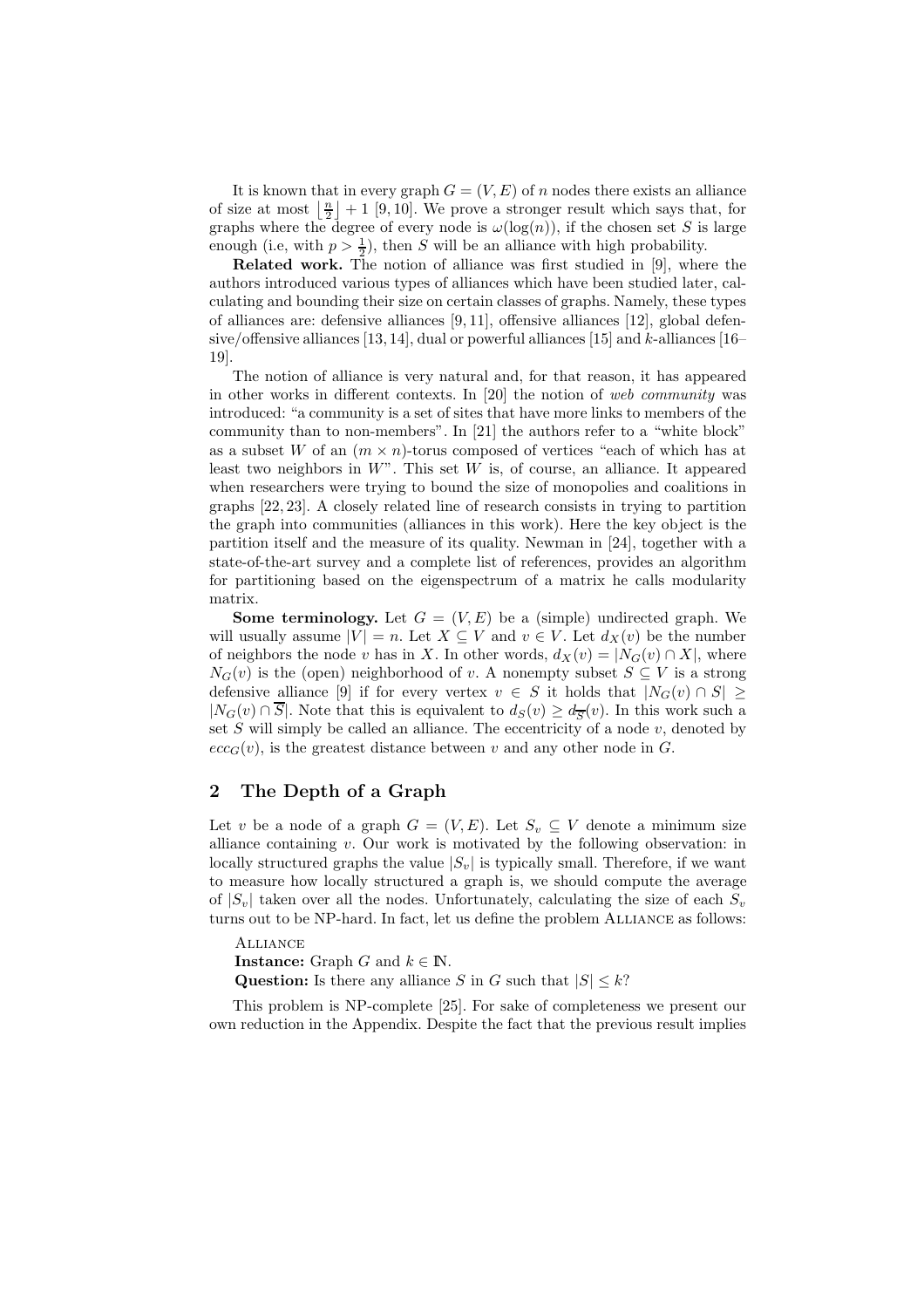It is known that in every graph $G = (V, E)$ of $n$ nodes there exists an alliance of size at most $\left\lfloor \frac{n}{2} \right\rfloor + 1$ [9, 10]. We prove a stronger result which says that, for graphs where the degree of every node is $\omega(\log(n))$, if the chosen set $S$ is large enough (i.e, with $p > \frac{1}{2}$), then $S$ will be an alliance with high probability.

**Related work.** The notion of alliance was first studied in [9], where the authors introduced various types of alliances which have been studied later, calculating and bounding their size on certain classes of graphs. Namely, these types of alliances are: defensive alliances [9, 11], offensive alliances [12], global defensive/offensive alliances [13, 14], dual or powerful alliances [15] and $k$-alliances [16–19].

The notion of alliance is very natural and, for that reason, it has appeared in other works in different contexts. In [20] the notion of *web community* was introduced: "a community is a set of sites that have more links to members of the community than to non-members". In [21] the authors refer to a "white block" as a subset $W$ of an $(m \times n)$-torus composed of vertices "each of which has at least two neighbors in $W$". This set $W$ is, of course, an alliance. It appeared when researchers were trying to bound the size of monopolies and coalitions in graphs [22, 23]. A closely related line of research consists in trying to partition the graph into communities (alliances in this work). Here the key object is the partition itself and the measure of its quality. Newman in [24], together with a state-of-the-art survey and a complete list of references, provides an algorithm for partitioning based on the eigenspectrum of a matrix he calls modularity matrix.

**Some terminology.** Let $G = (V, E)$ be a (simple) undirected graph. We will usually assume $|V| = n$. Let $X \subseteq V$ and $v \in V$. Let $d_X(v)$ be the number of neighbors the node $v$ has in $X$. In other words, $d_X(v) = |N_G(v) \cap X|$, where $N_G(v)$ is the (open) neighborhood of $v$. A nonempty subset $S \subseteq V$ is a strong defensive alliance [9] if for every vertex $v \in S$ it holds that $|N_G(v) \cap S| \geq |N_G(v) \cap \overline{S}|$. Note that this is equivalent to $d_S(v) \geq d_{\overline{S}}(v)$. In this work such a set $S$ will simply be called an alliance. The eccentricity of a node $v$, denoted by $ecc_G(v)$, is the greatest distance between $v$ and any other node in $G$.

## 2 The Depth of a Graph

Let $v$ be a node of a graph $G = (V, E)$. Let $S_v \subseteq V$ denote a minimum size alliance containing $v$. Our work is motivated by the following observation: in locally structured graphs the value $|S_v|$ is typically small. Therefore, if we want to measure how locally structured a graph is, we should compute the average of $|S_v|$ taken over all the nodes. Unfortunately, calculating the size of each $S_v$ turns out to be NP-hard. In fact, let us define the problem ALLIANCE as follows:

ALLIANCE
**Instance:** Graph $G$ and $k \in \mathbb{N}$.
**Question:** Is there any alliance $S$ in $G$ such that $|S| \leq k$?

This problem is NP-complete [25]. For sake of completeness we present our own reduction in the Appendix. Despite the fact that the previous result implies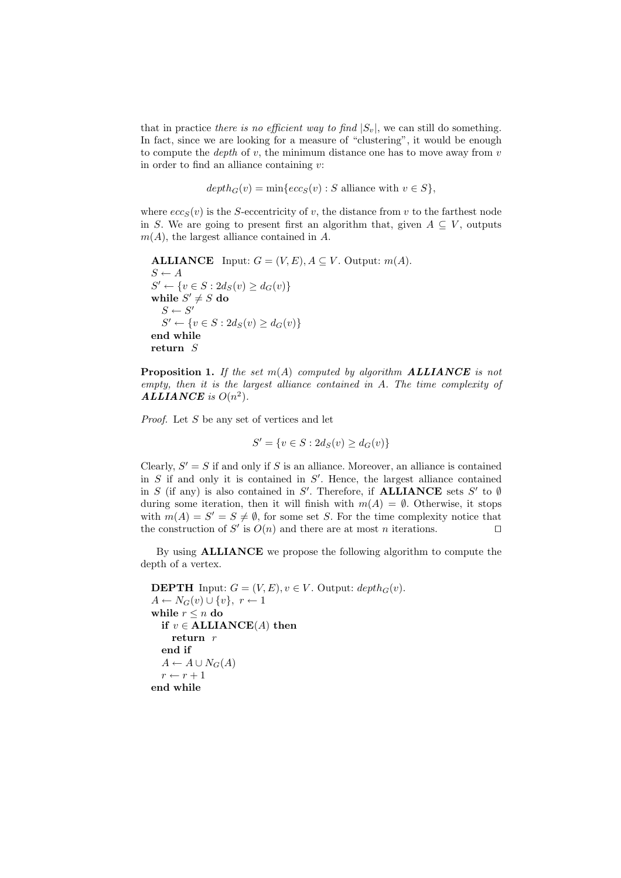that in practice *there is no efficient way to find* $|S_v|$, we can still do something. In fact, since we are looking for a measure of "clustering", it would be enough to compute the *depth* of $v$, the minimum distance one has to move away from $v$ in order to find an alliance containing $v$:

$$depth_G(v) = \min\{ecc_S(v) : S \text{ alliance with } v \in S\},$$

where $ecc_S(v)$ is the $S$-eccentricity of $v$, the distance from $v$ to the farthest node in $S$. We are going to present first an algorithm that, given $A \subseteq V$, outputs $m(A)$, the largest alliance contained in $A$.

**ALLIANCE** Input: $G = (V, E), A \subseteq V$. Output: $m(A)$.
$S \leftarrow A$
$S' \leftarrow \{v \in S : 2d_S(v) \geq d_G(v)\}$
**while** $S' \neq S$ **do**
  $S \leftarrow S'$
  $S' \leftarrow \{v \in S : 2d_S(v) \geq d_G(v)\}$
**end while**
**return** $S$

**Proposition 1.** *If the set $m(A)$ computed by algorithm **ALLIANCE** is not empty, then it is the largest alliance contained in $A$. The time complexity of **ALLIANCE** is $O(n^2)$.*

*Proof.* Let $S$ be any set of vertices and let

$$S' = \{v \in S : 2d_S(v) \geq d_G(v)\}$$

Clearly, $S' = S$ if and only if $S$ is an alliance. Moreover, an alliance is contained in $S$ if and only it is contained in $S'$. Hence, the largest alliance contained in $S$ (if any) is also contained in $S'$. Therefore, if **ALLIANCE** sets $S'$ to $\emptyset$ during some iteration, then it will finish with $m(A) = \emptyset$. Otherwise, it stops with $m(A) = S' = S \neq \emptyset$, for some set $S$. For the time complexity notice that the construction of $S'$ is $O(n)$ and there are at most $n$ iterations. ◻

By using **ALLIANCE** we propose the following algorithm to compute the depth of a vertex.

**DEPTH** Input: $G = (V, E), v \in V$. Output: $depth_G(v)$.
$A \leftarrow N_G(v) \cup \{v\}$, $r \leftarrow 1$
**while** $r \leq n$ **do**
  **if** $v \in$ **ALLIANCE**$(A)$ **then**
    **return** $r$
  **end if**
  $A \leftarrow A \cup N_G(A)$
  $r \leftarrow r + 1$
**end while**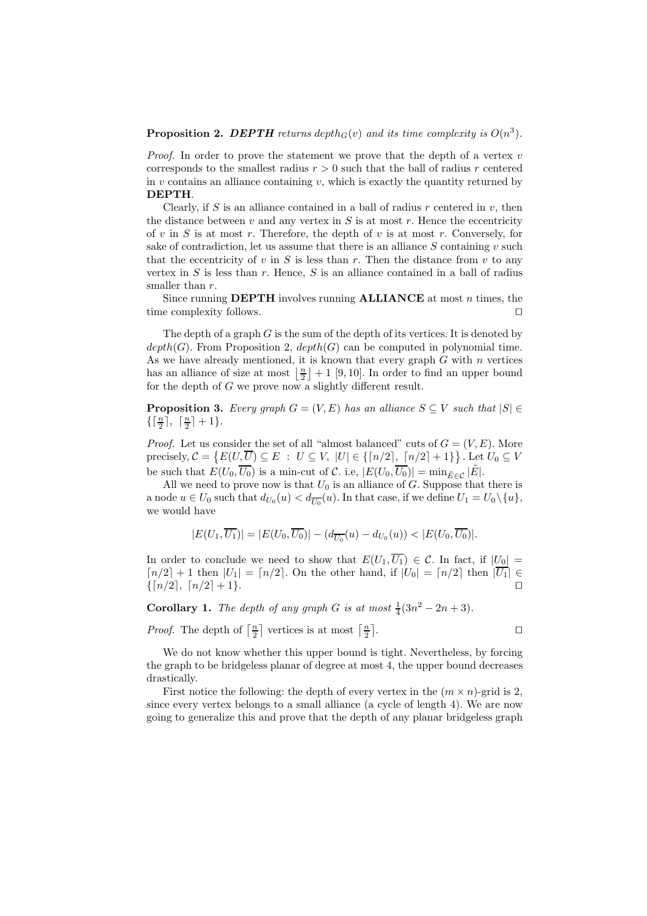**Proposition 2.** ***DEPTH*** *returns* $depth_G(v)$ *and its time complexity is* $O(n^3)$.

*Proof.* In order to prove the statement we prove that the depth of a vertex $v$ corresponds to the smallest radius $r > 0$ such that the ball of radius $r$ centered in $v$ contains an alliance containing $v$, which is exactly the quantity returned by **DEPTH**.

Clearly, if $S$ is an alliance contained in a ball of radius $r$ centered in $v$, then the distance between $v$ and any vertex in $S$ is at most $r$. Hence the eccentricity of $v$ in $S$ is at most $r$. Therefore, the depth of $v$ is at most $r$. Conversely, for sake of contradiction, let us assume that there is an alliance $S$ containing $v$ such that the eccentricity of $v$ in $S$ is less than $r$. Then the distance from $v$ to any vertex in $S$ is less than $r$. Hence, $S$ is an alliance contained in a ball of radius smaller than $r$.

Since running **DEPTH** involves running **ALLIANCE** at most $n$ times, the time complexity follows. □

The depth of a graph $G$ is the sum of the depth of its vertices. It is denoted by $depth(G)$. From Proposition 2, $depth(G)$ can be computed in polynomial time. As we have already mentioned, it is known that every graph $G$ with $n$ vertices has an alliance of size at most $\lfloor \frac{n}{2} \rfloor + 1$ [9, 10]. In order to find an upper bound for the depth of $G$ we prove now a slightly different result.

**Proposition 3.** *Every graph* $G = (V, E)$ *has an alliance* $S \subseteq V$ *such that* $|S| \in \{\lceil \frac{n}{2} \rceil,\ \lceil \frac{n}{2} \rceil + 1\}$.

*Proof.* Let us consider the set of all "almost balanced" cuts of $G = (V, E)$. More precisely, $\mathcal{C} = \{E(U, \overline{U}) \subseteq E \ : \ U \subseteq V,\ |U| \in \{\lceil n/2 \rceil,\ \lceil n/2 \rceil + 1\}\}$. Let $U_0 \subseteq V$ be such that $E(U_0, \overline{U_0})$ is a min-cut of $\mathcal{C}$. i.e, $|E(U_0, \overline{U_0})| = \min_{\tilde{E} \in \mathcal{C}} |\tilde{E}|$.

All we need to prove now is that $U_0$ is an alliance of $G$. Suppose that there is a node $u \in U_0$ such that $d_{U_0}(u) < d_{\overline{U_0}}(u)$. In that case, if we define $U_1 = U_0 \setminus \{u\}$, we would have

$$|E(U_1, \overline{U_1})| = |E(U_0, \overline{U_0})| - (d_{\overline{U_0}}(u) - d_{U_0}(u)) < |E(U_0, \overline{U_0})|.$$

In order to conclude we need to show that $E(U_1, \overline{U_1}) \in \mathcal{C}$. In fact, if $|U_0| = \lceil n/2 \rceil + 1$ then $|U_1| = \lceil n/2 \rceil$. On the other hand, if $|U_0| = \lceil n/2 \rceil$ then $|\overline{U_1}| \in \{\lceil n/2 \rceil,\ \lceil n/2 \rceil + 1\}$. □

**Corollary 1.** *The depth of any graph* $G$ *is at most* $\frac{1}{4}(3n^2 - 2n + 3)$.

*Proof.* The depth of $\lceil \frac{n}{2} \rceil$ vertices is at most $\lceil \frac{n}{2} \rceil$. □

We do not know whether this upper bound is tight. Nevertheless, by forcing the graph to be bridgeless planar of degree at most 4, the upper bound decreases drastically.

First notice the following: the depth of every vertex in the $(m \times n)$-grid is 2, since every vertex belongs to a small alliance (a cycle of length 4). We are now going to generalize this and prove that the depth of any planar bridgeless graph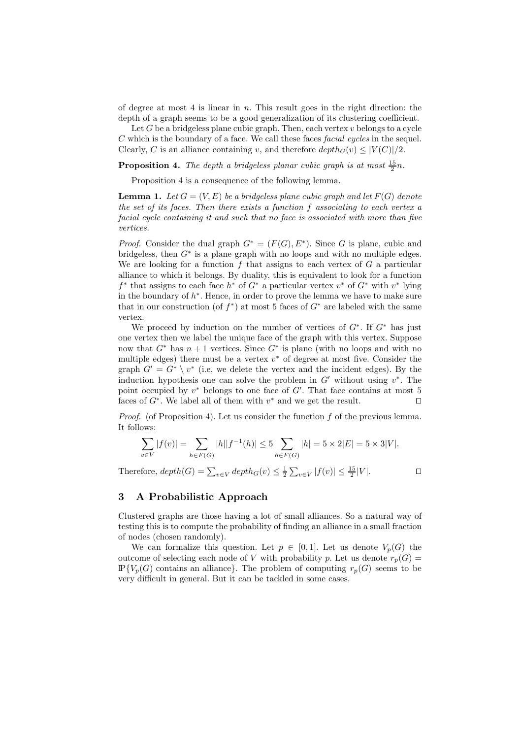of degree at most 4 is linear in $n$. This result goes in the right direction: the depth of a graph seems to be a good generalization of its clustering coefficient.

Let $G$ be a bridgeless plane cubic graph. Then, each vertex $v$ belongs to a cycle $C$ which is the boundary of a face. We call these faces *facial cycles* in the sequel. Clearly, $C$ is an alliance containing $v$, and therefore $depth_G(v) \leq |V(C)|/2$.

**Proposition 4.** *The depth a bridgeless planar cubic graph is at most $\frac{15}{2}n$.*

Proposition 4 is a consequence of the following lemma.

**Lemma 1.** *Let $G = (V, E)$ be a bridgeless plane cubic graph and let $F(G)$ denote the set of its faces. Then there exists a function $f$ associating to each vertex a facial cycle containing it and such that no face is associated with more than five vertices.*

*Proof.* Consider the dual graph $G^* = (F(G), E^*)$. Since $G$ is plane, cubic and bridgeless, then $G^*$ is a plane graph with no loops and with no multiple edges. We are looking for a function $f$ that assigns to each vertex of $G$ a particular alliance to which it belongs. By duality, this is equivalent to look for a function $f^*$ that assigns to each face $h^*$ of $G^*$ a particular vertex $v^*$ of $G^*$ with $v^*$ lying in the boundary of $h^*$. Hence, in order to prove the lemma we have to make sure that in our construction (of $f^*$) at most 5 faces of $G^*$ are labeled with the same vertex.

We proceed by induction on the number of vertices of $G^*$. If $G^*$ has just one vertex then we label the unique face of the graph with this vertex. Suppose now that $G^*$ has $n + 1$ vertices. Since $G^*$ is plane (with no loops and with no multiple edges) there must be a vertex $v^*$ of degree at most five. Consider the graph $G' = G^* \setminus v^*$ (i.e, we delete the vertex and the incident edges). By the induction hypothesis one can solve the problem in $G'$ without using $v^*$. The point occupied by $v^*$ belongs to one face of $G'$. That face contains at most 5 faces of $G^*$. We label all of them with $v^*$ and we get the result. □

*Proof.* (of Proposition 4). Let us consider the function $f$ of the previous lemma. It follows:

$$\sum_{v \in V} |f(v)| = \sum_{h \in F(G)} |h||f^{-1}(h)| \leq 5 \sum_{h \in F(G)} |h| = 5 \times 2|E| = 5 \times 3|V|.$$

Therefore, $depth(G) = \sum_{v \in V} depth_G(v) \leq \frac{1}{2} \sum_{v \in V} |f(v)| \leq \frac{15}{2}|V|$. □

## 3 A Probabilistic Approach

Clustered graphs are those having a lot of small alliances. So a natural way of testing this is to compute the probability of finding an alliance in a small fraction of nodes (chosen randomly).

We can formalize this question. Let $p \in [0, 1]$. Let us denote $V_p(G)$ the outcome of selecting each node of $V$ with probability $p$. Let us denote $r_p(G) = \mathbb{P}\{V_p(G) \text{ contains an alliance}\}$. The problem of computing $r_p(G)$ seems to be very difficult in general. But it can be tackled in some cases.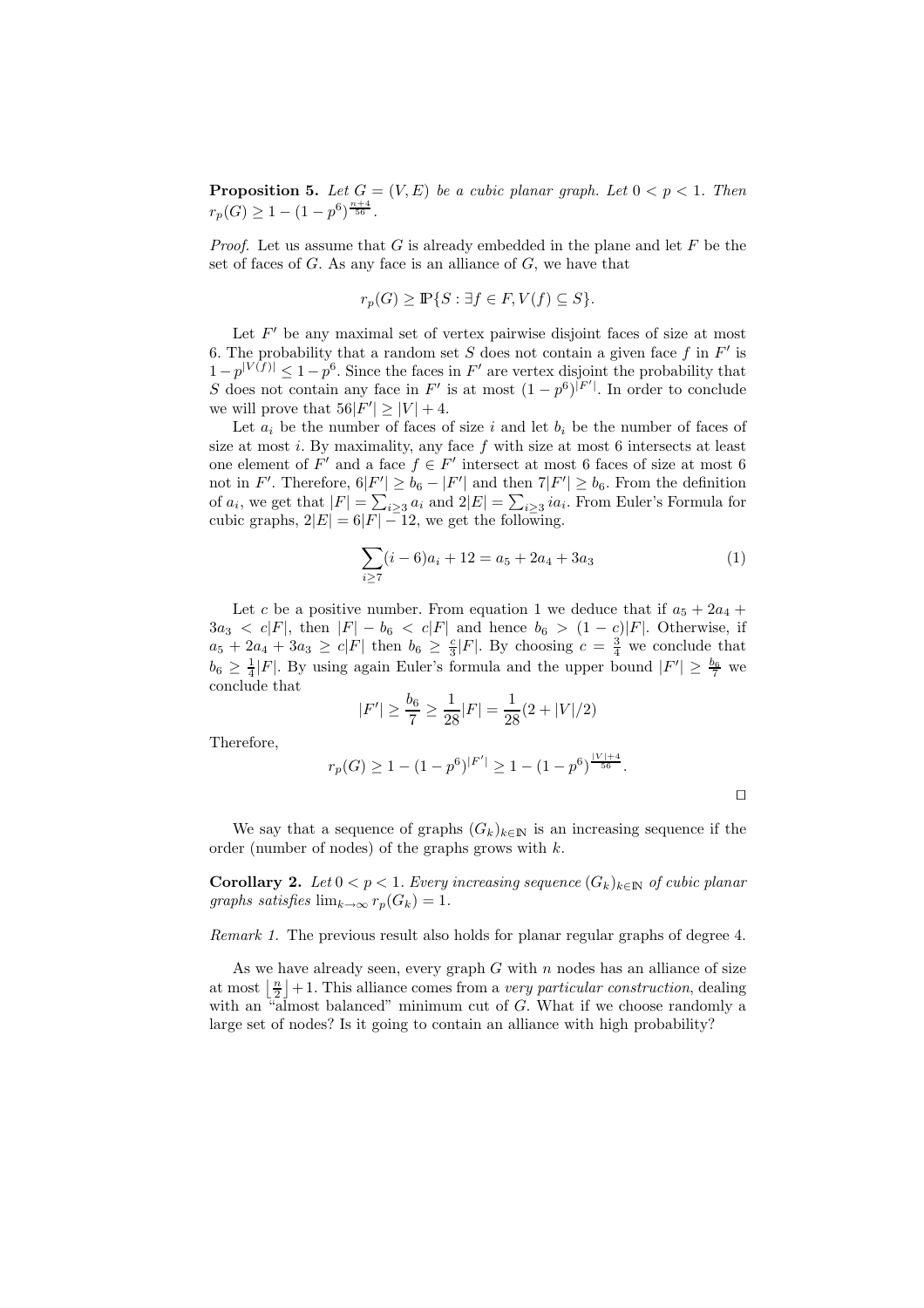**Proposition 5.** *Let $G = (V, E)$ be a cubic planar graph. Let $0 < p < 1$. Then $r_p(G) \geq 1 - (1 - p^6)^{\frac{n+4}{56}}$.*

*Proof.* Let us assume that $G$ is already embedded in the plane and let $F$ be the set of faces of $G$. As any face is an alliance of $G$, we have that

$$r_p(G) \geq \mathbb{P}\{S : \exists f \in F, V(f) \subseteq S\}.$$

Let $F'$ be any maximal set of vertex pairwise disjoint faces of size at most 6. The probability that a random set $S$ does not contain a given face $f$ in $F'$ is $1 - p^{|V(f)|} \leq 1 - p^6$. Since the faces in $F'$ are vertex disjoint the probability that $S$ does not contain any face in $F'$ is at most $(1 - p^6)^{|F'|}$. In order to conclude we will prove that $56|F'| \geq |V| + 4$.

Let $a_i$ be the number of faces of size $i$ and let $b_i$ be the number of faces of size at most $i$. By maximality, any face $f$ with size at most 6 intersects at least one element of $F'$ and a face $f \in F'$ intersect at most 6 faces of size at most 6 not in $F'$. Therefore, $6|F'| \geq b_6 - |F'|$ and then $7|F'| \geq b_6$. From the definition of $a_i$, we get that $|F| = \sum_{i\geq 3} a_i$ and $2|E| = \sum_{i\geq 3} ia_i$. From Euler's Formula for cubic graphs, $2|E| = 6|F| - 12$, we get the following.

$$\sum_{i\geq 7}(i - 6)a_i + 12 = a_5 + 2a_4 + 3a_3 \tag{1}$$

Let $c$ be a positive number. From equation 1 we deduce that if $a_5 + 2a_4 + 3a_3 < c|F|$, then $|F| - b_6 < c|F|$ and hence $b_6 > (1 - c)|F|$. Otherwise, if $a_5 + 2a_4 + 3a_3 \geq c|F|$ then $b_6 \geq \frac{c}{3}|F|$. By choosing $c = \frac{3}{4}$ we conclude that $b_6 \geq \frac{1}{4}|F|$. By using again Euler's formula and the upper bound $|F'| \geq \frac{b_6}{7}$ we conclude that

$$|F'| \geq \frac{b_6}{7} \geq \frac{1}{28}|F| = \frac{1}{28}(2 + |V|/2)$$

Therefore,

$$r_p(G) \geq 1 - (1 - p^6)^{|F'|} \geq 1 - (1 - p^6)^{\frac{|V|+4}{56}}.$$

□

We say that a sequence of graphs $(G_k)_{k\in\mathbb{N}}$ is an increasing sequence if the order (number of nodes) of the graphs grows with $k$.

**Corollary 2.** *Let $0 < p < 1$. Every increasing sequence $(G_k)_{k\in\mathbb{N}}$ of cubic planar graphs satisfies $\lim_{k\to\infty} r_p(G_k) = 1$.*

*Remark 1.* The previous result also holds for planar regular graphs of degree 4.

As we have already seen, every graph $G$ with $n$ nodes has an alliance of size at most $\lfloor \frac{n}{2} \rfloor + 1$. This alliance comes from a *very particular construction*, dealing with an "almost balanced" minimum cut of $G$. What if we choose randomly a large set of nodes? Is it going to contain an alliance with high probability?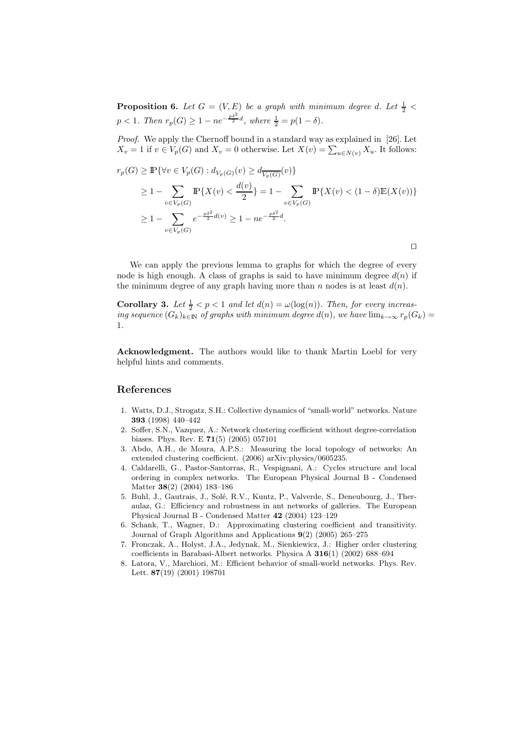**Proposition 6.** *Let $G = (V, E)$ be a graph with minimum degree $d$. Let $\frac{1}{2} < p < 1$. Then $r_p(G) \geq 1 - ne^{-\frac{p\delta^2}{2}d}$, where $\frac{1}{2} = p(1 - \delta)$.*

*Proof.* We apply the Chernoff bound in a standard way as explained in [26]. Let $X_v = 1$ if $v \in V_p(G)$ and $X_v = 0$ otherwise. Let $X(v) = \sum_{u \in N(v)} X_u$. It follows:

$$
\begin{aligned}
r_p(G) &\geq \mathbb{P}\{\forall v \in V_p(G) : d_{V_p(G)}(v) \geq d_{\overline{V_p(G)}}(v)\} \\
&\geq 1 - \sum_{v \in V_p(G)} \mathbb{P}\{X(v) < \frac{d(v)}{2}\} = 1 - \sum_{v \in V_p(G)} \mathbb{P}\{X(v) < (1 - \delta)\mathbb{E}(X(v))\} \\
&\geq 1 - \sum_{v \in V_p(G)} e^{-\frac{p\delta^2}{2}d(v)} \geq 1 - ne^{-\frac{p\delta^2}{2}d}.
\end{aligned}
$$

□

We can apply the previous lemma to graphs for which the degree of every node is high enough. A class of graphs is said to have minimum degree $d(n)$ if the minimum degree of any graph having more than $n$ nodes is at least $d(n)$.

**Corollary 3.** *Let $\frac{1}{2} < p < 1$ and let $d(n) = \omega(\log(n))$. Then, for every increasing sequence $(G_k)_{k \in \mathbb{N}}$ of graphs with minimum degree $d(n)$, we have $\lim_{k \to \infty} r_p(G_k) = 1$.*

**Acknowledgment.** The authors would like to thank Martin Loebl for very helpful hints and comments.

## References

1. Watts, D.J., Strogatz, S.H.: Collective dynamics of "small-world" networks. Nature **393** (1998) 440–442
2. Soffer, S.N., Vazquez, A.: Network clustering coefficient without degree-correlation biases. Phys. Rev. E **71**(5) (2005) 057101
3. Abdo, A.H., de Moura, A.P.S.: Measuring the local topology of networks: An extended clustering coefficient. (2006) arXiv:physics/0605235.
4. Caldarelli, G., Pastor-Santorras, R., Vespignani, A.: Cycles structure and local ordering in complex networks. The European Physical Journal B - Condensed Matter **38**(2) (2004) 183–186
5. Buhl, J., Gautrais, J., Solé, R.V., Kuntz, P., Valverde, S., Deneubourg, J., Theraulaz, G.: Efficiency and robustness in ant networks of galleries. The European Physical Journal B - Condensed Matter **42** (2004) 123–129
6. Schank, T., Wagner, D.: Approximating clustering coefficient and transitivity. Journal of Graph Algorithms and Applications **9**(2) (2005) 265–275
7. Fronczak, A., Holyst, J.A., Jedynak, M., Sienkiewicz, J.: Higher order clustering coefficients in Barabasi-Albert networks. Physica A **316**(1) (2002) 688–694
8. Latora, V., Marchiori, M.: Efficient behavior of small-world networks. Phys. Rev. Lett. **87**(19) (2001) 198701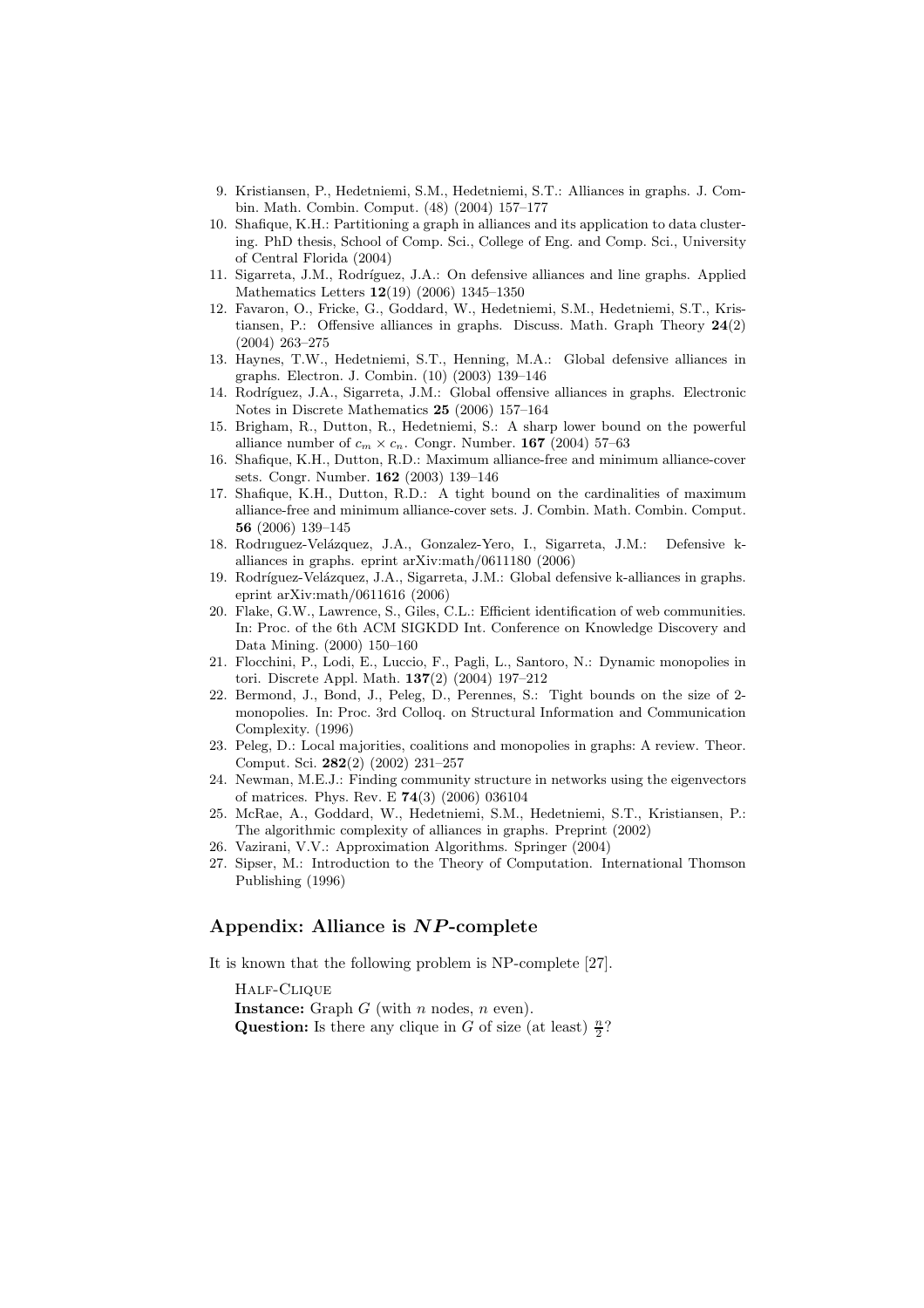9. Kristiansen, P., Hedetniemi, S.M., Hedetniemi, S.T.: Alliances in graphs. J. Combin. Math. Combin. Comput. (48) (2004) 157–177
10. Shafique, K.H.: Partitioning a graph in alliances and its application to data clustering. PhD thesis, School of Comp. Sci., College of Eng. and Comp. Sci., University of Central Florida (2004)
11. Sigarreta, J.M., Rodríguez, J.A.: On defensive alliances and line graphs. Applied Mathematics Letters **12**(19) (2006) 1345–1350
12. Favaron, O., Fricke, G., Goddard, W., Hedetniemi, S.M., Hedetniemi, S.T., Kristiansen, P.: Offensive alliances in graphs. Discuss. Math. Graph Theory **24**(2) (2004) 263–275
13. Haynes, T.W., Hedetniemi, S.T., Henning, M.A.: Global defensive alliances in graphs. Electron. J. Combin. (10) (2003) 139–146
14. Rodríguez, J.A., Sigarreta, J.M.: Global offensive alliances in graphs. Electronic Notes in Discrete Mathematics **25** (2006) 157–164
15. Brigham, R., Dutton, R., Hedetniemi, S.: A sharp lower bound on the powerful alliance number of $c_m \times c_n$. Congr. Number. **167** (2004) 57–63
16. Shafique, K.H., Dutton, R.D.: Maximum alliance-free and minimum alliance-cover sets. Congr. Number. **162** (2003) 139–146
17. Shafique, K.H., Dutton, R.D.: A tight bound on the cardinalities of maximum alliance-free and minimum alliance-cover sets. J. Combin. Math. Combin. Comput. **56** (2006) 139–145
18. Rodruguez-Velázquez, J.A., Gonzalez-Yero, I., Sigarreta, J.M.: Defensive k-alliances in graphs. eprint arXiv:math/0611180 (2006)
19. Rodríguez-Velázquez, J.A., Sigarreta, J.M.: Global defensive k-alliances in graphs. eprint arXiv:math/0611616 (2006)
20. Flake, G.W., Lawrence, S., Giles, C.L.: Efficient identification of web communities. In: Proc. of the 6th ACM SIGKDD Int. Conference on Knowledge Discovery and Data Mining. (2000) 150–160
21. Flocchini, P., Lodi, E., Luccio, F., Pagli, L., Santoro, N.: Dynamic monopolies in tori. Discrete Appl. Math. **137**(2) (2004) 197–212
22. Bermond, J., Bond, J., Peleg, D., Perennes, S.: Tight bounds on the size of 2-monopolies. In: Proc. 3rd Colloq. on Structural Information and Communication Complexity. (1996)
23. Peleg, D.: Local majorities, coalitions and monopolies in graphs: A review. Theor. Comput. Sci. **282**(2) (2002) 231–257
24. Newman, M.E.J.: Finding community structure in networks using the eigenvectors of matrices. Phys. Rev. E **74**(3) (2006) 036104
25. McRae, A., Goddard, W., Hedetniemi, S.M., Hedetniemi, S.T., Kristiansen, P.: The algorithmic complexity of alliances in graphs. Preprint (2002)
26. Vazirani, V.V.: Approximation Algorithms. Springer (2004)
27. Sipser, M.: Introduction to the Theory of Computation. International Thomson Publishing (1996)

## Appendix: Alliance is *NP*-complete

It is known that the following problem is NP-complete [27].

Half-Clique
**Instance:** Graph $G$ (with $n$ nodes, $n$ even).
**Question:** Is there any clique in $G$ of size (at least) $\frac{n}{2}$?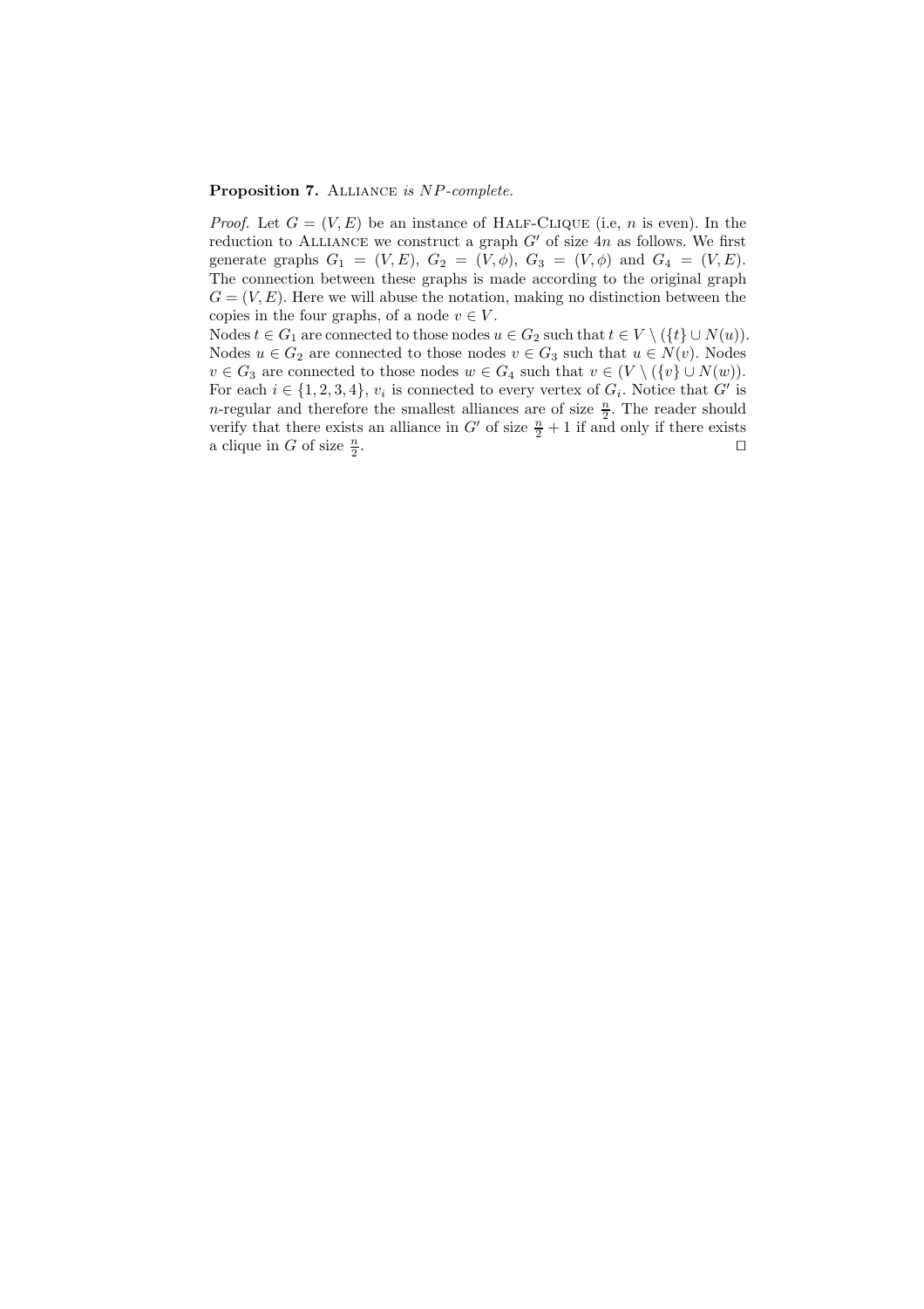**Proposition 7.** ALLIANCE *is $NP$-complete.*

*Proof.* Let $G = (V, E)$ be an instance of HALF-CLIQUE (i.e, $n$ is even). In the reduction to ALLIANCE we construct a graph $G'$ of size $4n$ as follows. We first generate graphs $G_1 = (V, E)$, $G_2 = (V, \phi)$, $G_3 = (V, \phi)$ and $G_4 = (V, E)$. The connection between these graphs is made according to the original graph $G = (V, E)$. Here we will abuse the notation, making no distinction between the copies in the four graphs, of a node $v \in V$.

Nodes $t \in G_1$ are connected to those nodes $u \in G_2$ such that $t \in V \setminus (\{t\} \cup N(u))$. Nodes $u \in G_2$ are connected to those nodes $v \in G_3$ such that $u \in N(v)$. Nodes $v \in G_3$ are connected to those nodes $w \in G_4$ such that $v \in (V \setminus (\{v\} \cup N(w))$. For each $i \in \{1, 2, 3, 4\}$, $v_i$ is connected to every vertex of $G_i$. Notice that $G'$ is $n$-regular and therefore the smallest alliances are of size $\frac{n}{2}$. The reader should verify that there exists an alliance in $G'$ of size $\frac{n}{2} + 1$ if and only if there exists a clique in $G$ of size $\frac{n}{2}$. □